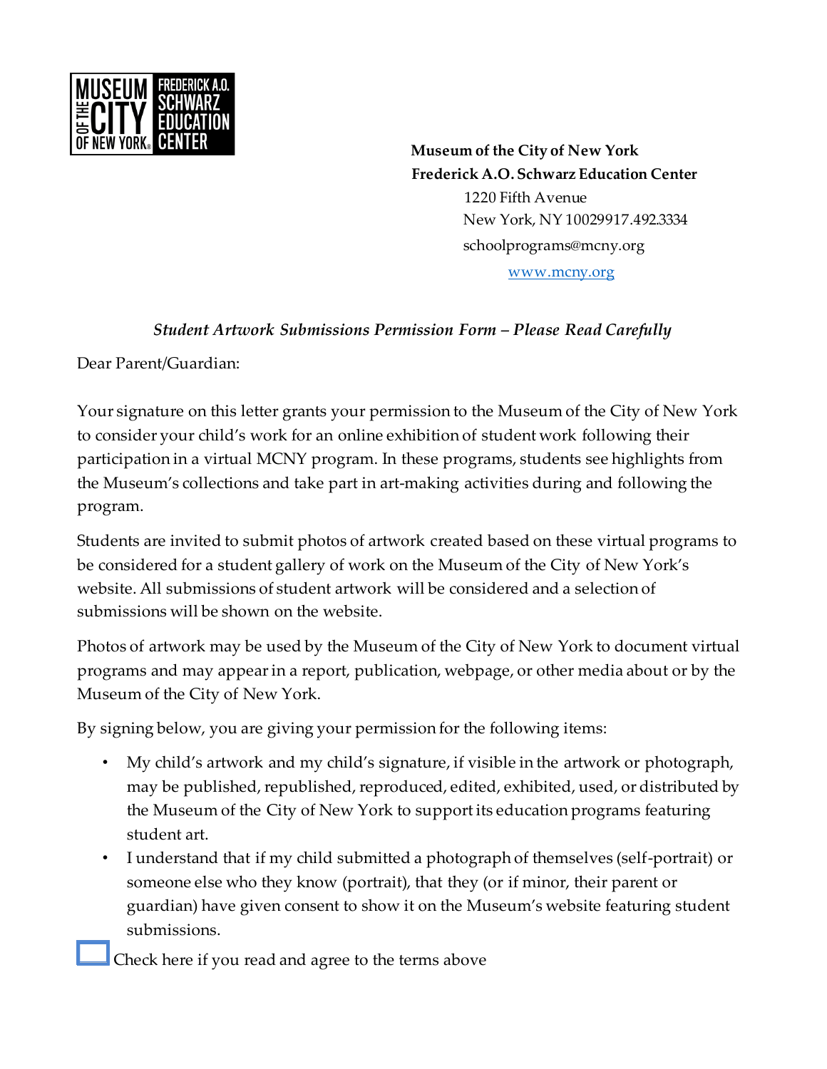MUSEUM OF THE CITY OF NEW YORK® FREDERICK A.O. SCHWARZ EDUCATION CENTER

**Museum of the City of New York**
**Frederick A.O. Schwarz Education Center**
1220 Fifth Avenue
New York, NY 10029917.492.3334
schoolprograms@mcny.org
www.mcny.org

***Student Artwork Submissions Permission Form – Please Read Carefully***

Dear Parent/Guardian:

Your signature on this letter grants your permission to the Museum of the City of New York to consider your child's work for an online exhibition of student work following their participation in a virtual MCNY program. In these programs, students see highlights from the Museum's collections and take part in art-making activities during and following the program.

Students are invited to submit photos of artwork created based on these virtual programs to be considered for a student gallery of work on the Museum of the City of New York's website. All submissions of student artwork will be considered and a selection of submissions will be shown on the website.

Photos of artwork may be used by the Museum of the City of New York to document virtual programs and may appear in a report, publication, webpage, or other media about or by the Museum of the City of New York.

By signing below, you are giving your permission for the following items:

- My child's artwork and my child's signature, if visible in the artwork or photograph, may be published, republished, reproduced, edited, exhibited, used, or distributed by the Museum of the City of New York to support its education programs featuring student art.
- I understand that if my child submitted a photograph of themselves (self-portrait) or someone else who they know (portrait), that they (or if minor, their parent or guardian) have given consent to show it on the Museum's website featuring student submissions.

☐ Check here if you read and agree to the terms above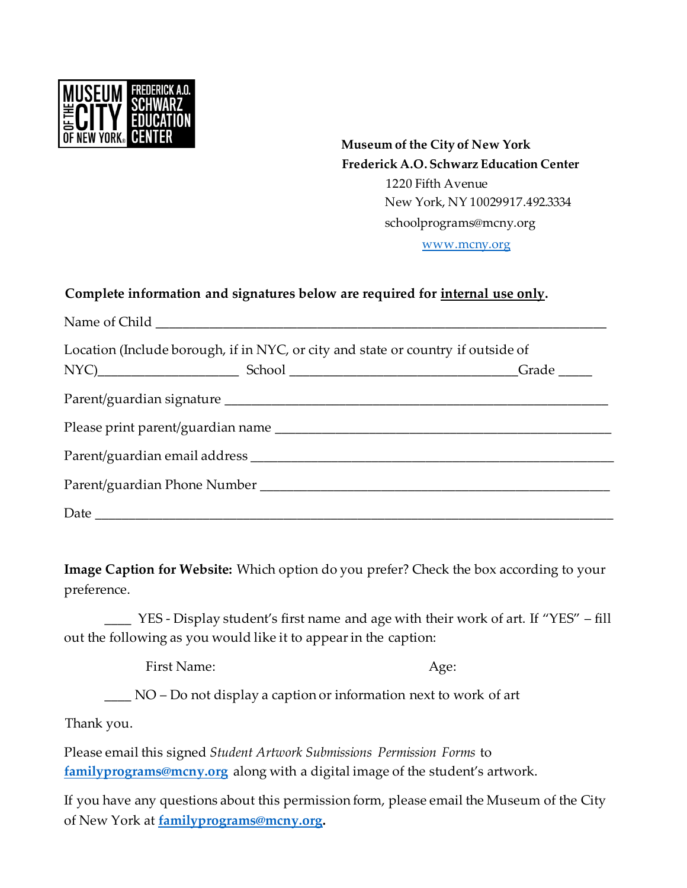MUSEUM OF THE CITY OF NEW YORK® FREDERICK A.O. SCHWARZ EDUCATION CENTER

**Museum of the City of New York**
**Frederick A.O. Schwarz Education Center**
1220 Fifth Avenue
New York, NY 10029917.492.3334
schoolprograms@mcny.org
www.mcny.org

**Complete information and signatures below are required for internal use only.**

Name of Child ___________________________________________________________

Location (Include borough, if in NYC, or city and state or country if outside of NYC)____________________ School _________________________________Grade _____

Parent/guardian signature _______________________________________________________

Please print parent/guardian name _________________________________________________

Parent/guardian email address ____________________________________________________

Parent/guardian Phone Number ___________________________________________________

Date ______________________________________________________________________

**Image Caption for Website:** Which option do you prefer? Check the box according to your preference.

____ YES - Display student's first name and age with their work of art. If "YES" – fill out the following as you would like it to appear in the caption:

First Name: Age:

____ NO – Do not display a caption or information next to work of art

Thank you.

Please email this signed *Student Artwork Submissions Permission Forms* to **familyprograms@mcny.org** along with a digital image of the student's artwork.

If you have any questions about this permission form, please email the Museum of the City of New York at **familyprograms@mcny.org.**